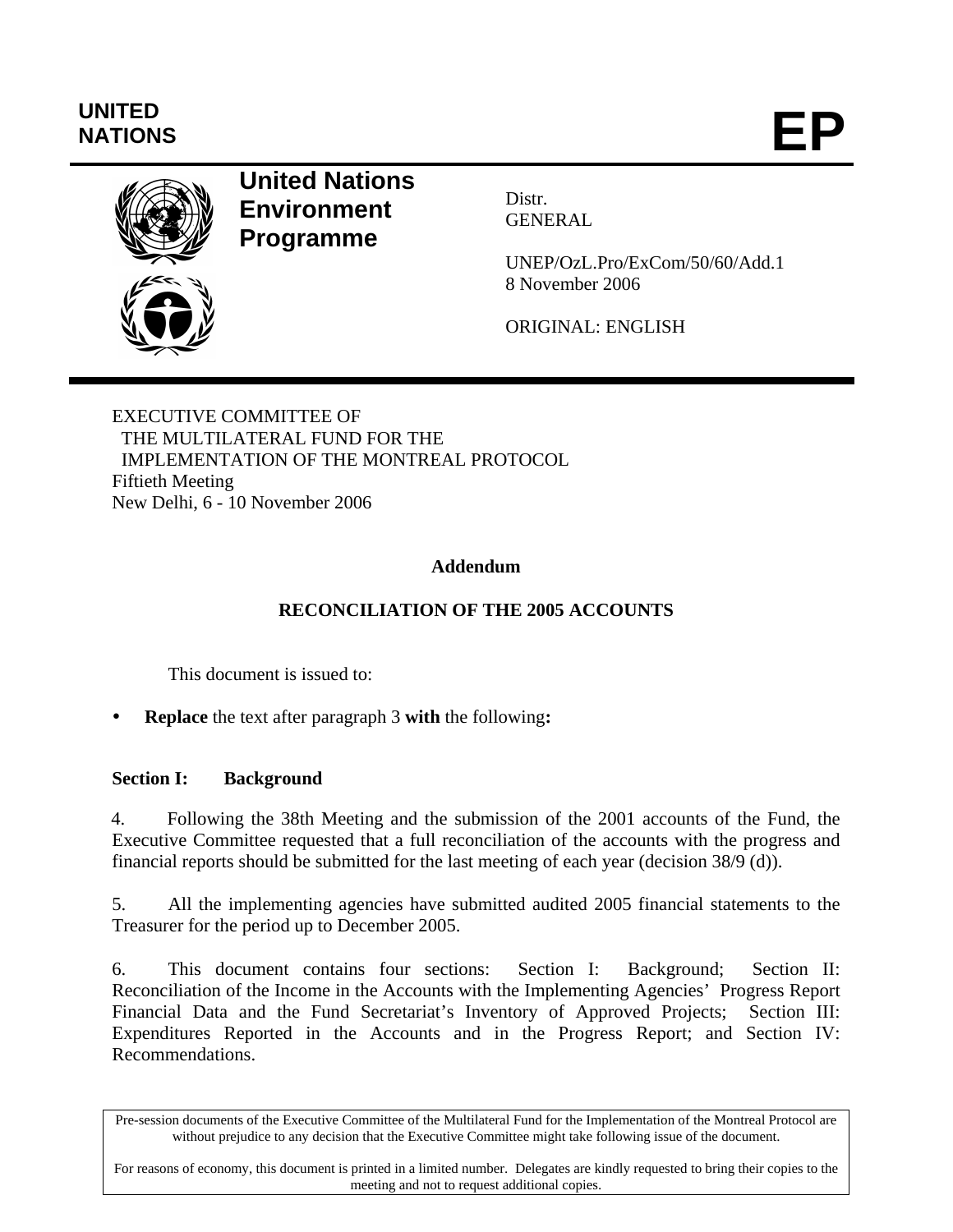UNITED NATIONS

# EP

**United Nations Environment Programme**

Distr.
GENERAL

UNEP/OzL.Pro/ExCom/50/60/Add.1
8 November 2006

ORIGINAL: ENGLISH

EXECUTIVE COMMITTEE OF
THE MULTILATERAL FUND FOR THE
IMPLEMENTATION OF THE MONTREAL PROTOCOL
Fiftieth Meeting
New Delhi, 6 - 10 November 2006

**Addendum**

**RECONCILIATION OF THE 2005 ACCOUNTS**

This document is issued to:

- **Replace** the text after paragraph 3 **with** the following**:**

## Section I: Background

4. Following the 38th Meeting and the submission of the 2001 accounts of the Fund, the Executive Committee requested that a full reconciliation of the accounts with the progress and financial reports should be submitted for the last meeting of each year (decision 38/9 (d)).

5. All the implementing agencies have submitted audited 2005 financial statements to the Treasurer for the period up to December 2005.

6. This document contains four sections: Section I: Background; Section II: Reconciliation of the Income in the Accounts with the Implementing Agencies' Progress Report Financial Data and the Fund Secretariat's Inventory of Approved Projects; Section III: Expenditures Reported in the Accounts and in the Progress Report; and Section IV: Recommendations.

Pre-session documents of the Executive Committee of the Multilateral Fund for the Implementation of the Montreal Protocol are without prejudice to any decision that the Executive Committee might take following issue of the document.

For reasons of economy, this document is printed in a limited number. Delegates are kindly requested to bring their copies to the meeting and not to request additional copies.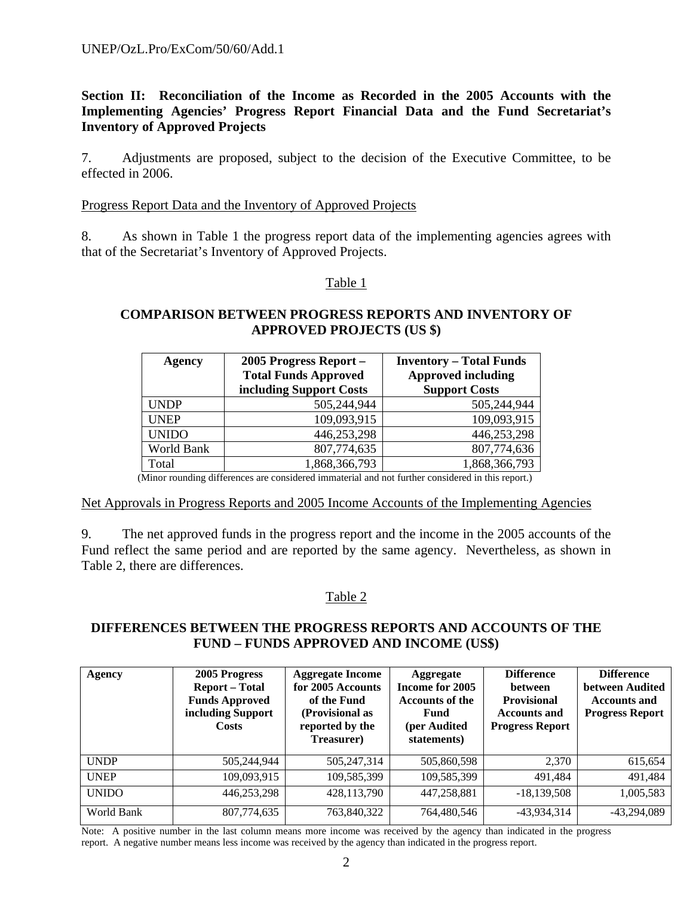## Section II: Reconciliation of the Income as Recorded in the 2005 Accounts with the Implementing Agencies' Progress Report Financial Data and the Fund Secretariat's Inventory of Approved Projects

7. Adjustments are proposed, subject to the decision of the Executive Committee, to be effected in 2006.

Progress Report Data and the Inventory of Approved Projects

8. As shown in Table 1 the progress report data of the implementing agencies agrees with that of the Secretariat's Inventory of Approved Projects.

Table 1

**COMPARISON BETWEEN PROGRESS REPORTS AND INVENTORY OF APPROVED PROJECTS (US $)**

| Agency | 2005 Progress Report – Total Funds Approved including Support Costs | Inventory – Total Funds Approved including Support Costs |
|---|---|---|
| UNDP | 505,244,944 | 505,244,944 |
| UNEP | 109,093,915 | 109,093,915 |
| UNIDO | 446,253,298 | 446,253,298 |
| World Bank | 807,774,635 | 807,774,636 |
| Total | 1,868,366,793 | 1,868,366,793 |

(Minor rounding differences are considered immaterial and not further considered in this report.)

Net Approvals in Progress Reports and 2005 Income Accounts of the Implementing Agencies

9. The net approved funds in the progress report and the income in the 2005 accounts of the Fund reflect the same period and are reported by the same agency. Nevertheless, as shown in Table 2, there are differences.

Table 2

**DIFFERENCES BETWEEN THE PROGRESS REPORTS AND ACCOUNTS OF THE FUND – FUNDS APPROVED AND INCOME (US$)**

| Agency | 2005 Progress Report – Total Funds Approved including Support Costs | Aggregate Income for 2005 Accounts of the Fund (Provisional as reported by the Treasurer) | Aggregate Income for 2005 Accounts of the Fund (per Audited statements) | Difference between Provisional Accounts and Progress Report | Difference between Audited Accounts and Progress Report |
|---|---|---|---|---|---|
| UNDP | 505,244,944 | 505,247,314 | 505,860,598 | 2,370 | 615,654 |
| UNEP | 109,093,915 | 109,585,399 | 109,585,399 | 491,484 | 491,484 |
| UNIDO | 446,253,298 | 428,113,790 | 447,258,881 | -18,139,508 | 1,005,583 |
| World Bank | 807,774,635 | 763,840,322 | 764,480,546 | -43,934,314 | -43,294,089 |

Note: A positive number in the last column means more income was received by the agency than indicated in the progress report. A negative number means less income was received by the agency than indicated in the progress report.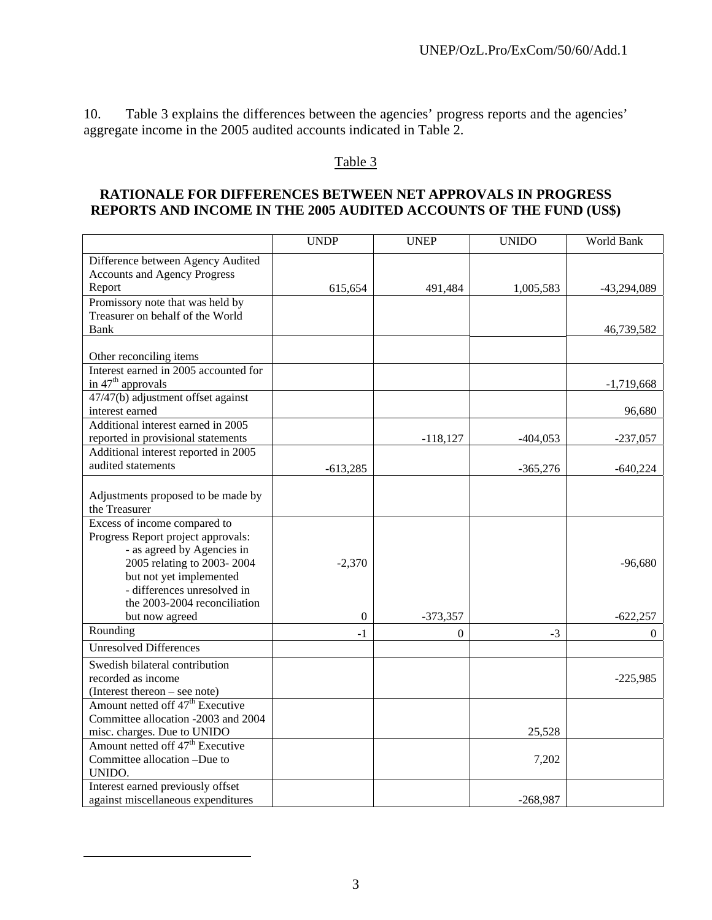10. Table 3 explains the differences between the agencies' progress reports and the agencies' aggregate income in the 2005 audited accounts indicated in Table 2.

Table 3

**RATIONALE FOR DIFFERENCES BETWEEN NET APPROVALS IN PROGRESS REPORTS AND INCOME IN THE 2005 AUDITED ACCOUNTS OF THE FUND (US$)**

| | UNDP | UNEP | UNIDO | World Bank |
|---|---|---|---|---|
| Difference between Agency Audited Accounts and Agency Progress Report | 615,654 | 491,484 | 1,005,583 | -43,294,089 |
| Promissory note that was held by Treasurer on behalf of the World Bank | | | | 46,739,582 |
| Other reconciling items | | | | |
| Interest earned in 2005 accounted for in 47th approvals | | | | -1,719,668 |
| 47/47(b) adjustment offset against interest earned | | | | 96,680 |
| Additional interest earned in 2005 reported in provisional statements | | -118,127 | -404,053 | -237,057 |
| Additional interest reported in 2005 audited statements | -613,285 | | -365,276 | -640,224 |
| Adjustments proposed to be made by the Treasurer | | | | |
| Excess of income compared to Progress Report project approvals: - as agreed by Agencies in 2005 relating to 2003- 2004 but not yet implemented | -2,370 | | | -96,680 |
| - differences unresolved in the 2003-2004 reconciliation but now agreed | 0 | -373,357 | | -622,257 |
| Rounding | -1 | 0 | -3 | 0 |
| Unresolved Differences | | | | |
| Swedish bilateral contribution recorded as income (Interest thereon – see note) | | | | -225,985 |
| Amount netted off 47th Executive Committee allocation -2003 and 2004 misc. charges. Due to UNIDO | | | 25,528 | |
| Amount netted off 47th Executive Committee allocation –Due to UNIDO. | | | 7,202 | |
| Interest earned previously offset against miscellaneous expenditures | | | -268,987 | |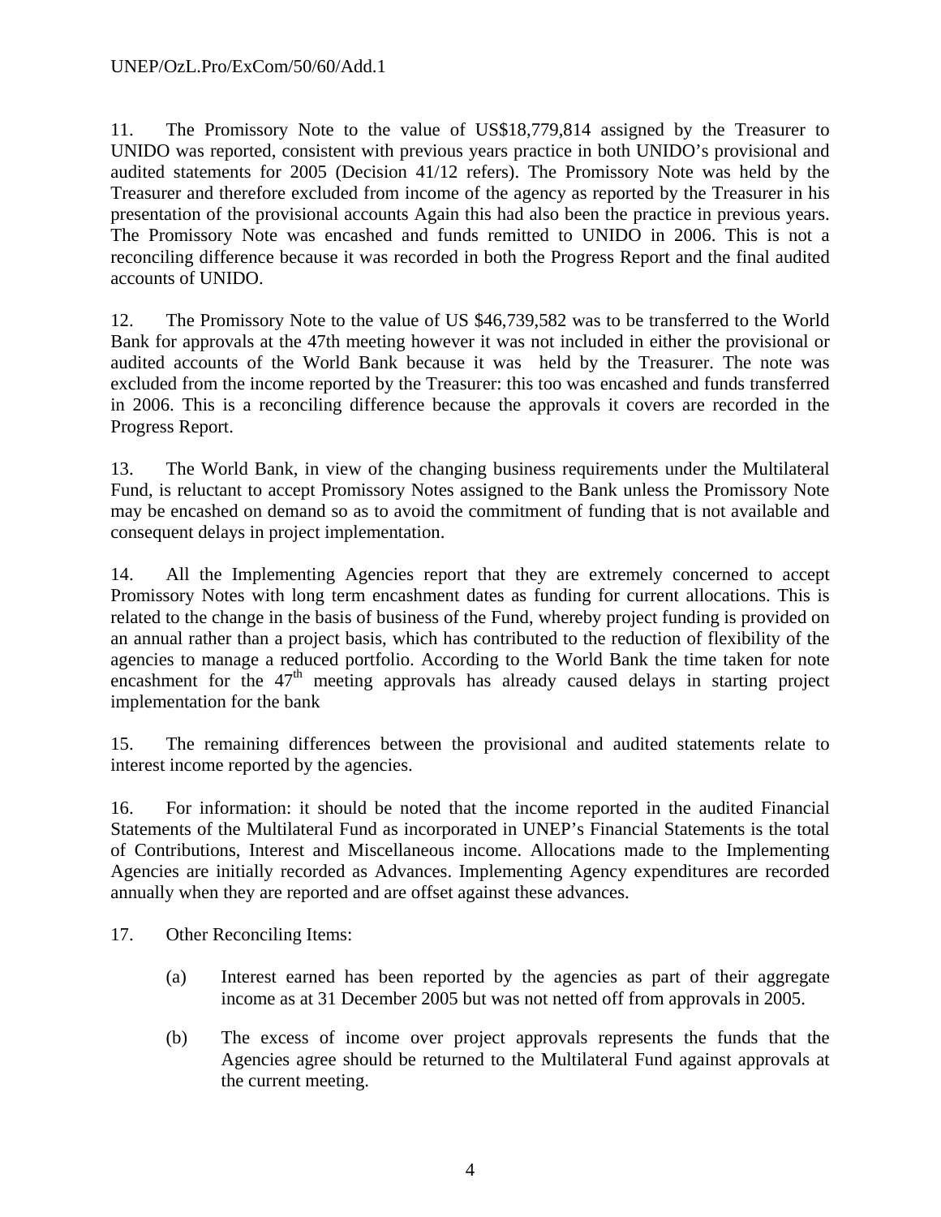11. The Promissory Note to the value of US$18,779,814 assigned by the Treasurer to UNIDO was reported, consistent with previous years practice in both UNIDO's provisional and audited statements for 2005 (Decision 41/12 refers). The Promissory Note was held by the Treasurer and therefore excluded from income of the agency as reported by the Treasurer in his presentation of the provisional accounts Again this had also been the practice in previous years. The Promissory Note was encashed and funds remitted to UNIDO in 2006. This is not a reconciling difference because it was recorded in both the Progress Report and the final audited accounts of UNIDO.

12. The Promissory Note to the value of US $46,739,582 was to be transferred to the World Bank for approvals at the 47th meeting however it was not included in either the provisional or audited accounts of the World Bank because it was held by the Treasurer. The note was excluded from the income reported by the Treasurer: this too was encashed and funds transferred in 2006. This is a reconciling difference because the approvals it covers are recorded in the Progress Report.

13. The World Bank, in view of the changing business requirements under the Multilateral Fund, is reluctant to accept Promissory Notes assigned to the Bank unless the Promissory Note may be encashed on demand so as to avoid the commitment of funding that is not available and consequent delays in project implementation.

14. All the Implementing Agencies report that they are extremely concerned to accept Promissory Notes with long term encashment dates as funding for current allocations. This is related to the change in the basis of business of the Fund, whereby project funding is provided on an annual rather than a project basis, which has contributed to the reduction of flexibility of the agencies to manage a reduced portfolio. According to the World Bank the time taken for note encashment for the 47th meeting approvals has already caused delays in starting project implementation for the bank

15. The remaining differences between the provisional and audited statements relate to interest income reported by the agencies.

16. For information: it should be noted that the income reported in the audited Financial Statements of the Multilateral Fund as incorporated in UNEP's Financial Statements is the total of Contributions, Interest and Miscellaneous income. Allocations made to the Implementing Agencies are initially recorded as Advances. Implementing Agency expenditures are recorded annually when they are reported and are offset against these advances.

17. Other Reconciling Items:

(a) Interest earned has been reported by the agencies as part of their aggregate income as at 31 December 2005 but was not netted off from approvals in 2005.

(b) The excess of income over project approvals represents the funds that the Agencies agree should be returned to the Multilateral Fund against approvals at the current meeting.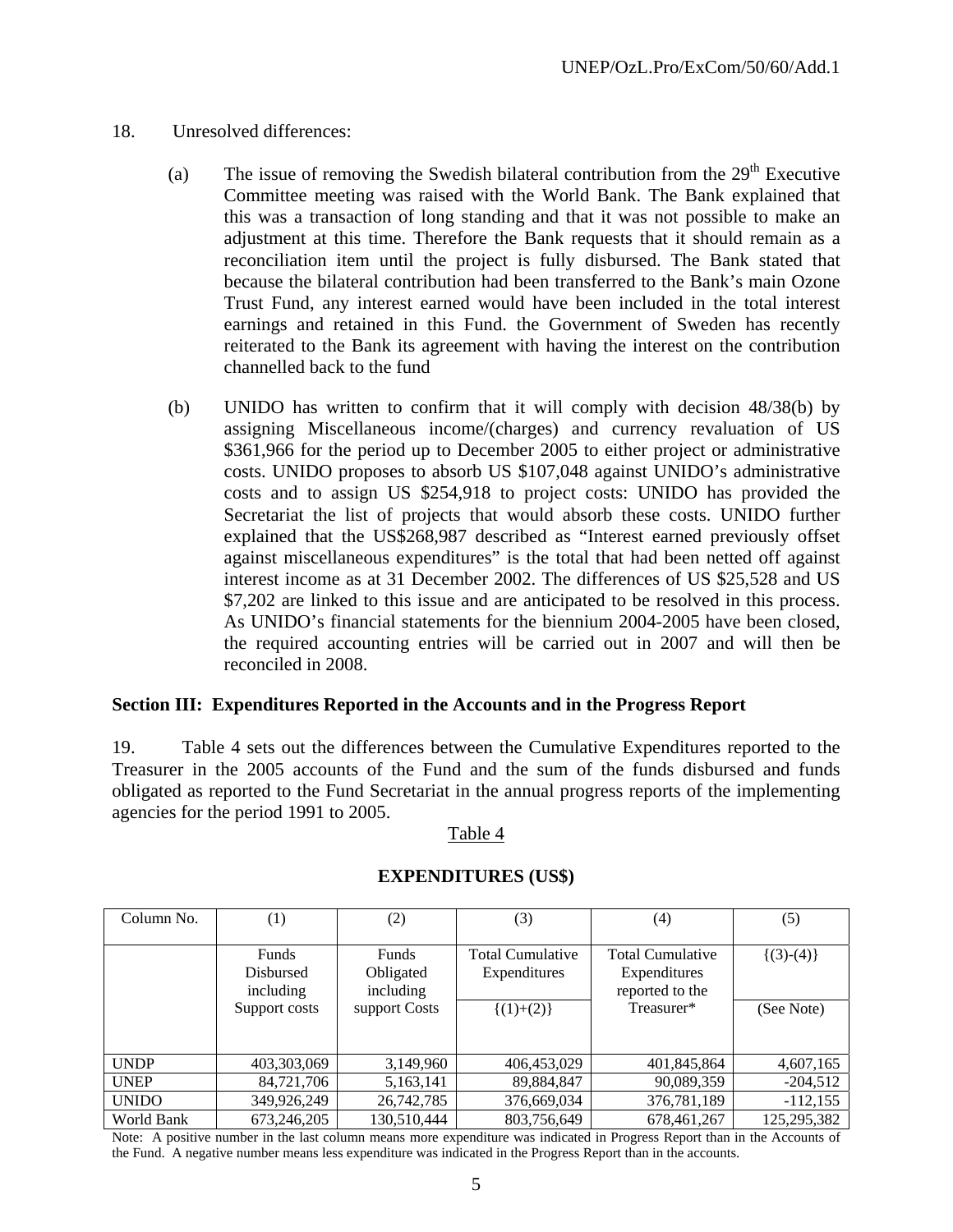18. Unresolved differences:

(a) The issue of removing the Swedish bilateral contribution from the 29th Executive Committee meeting was raised with the World Bank. The Bank explained that this was a transaction of long standing and that it was not possible to make an adjustment at this time. Therefore the Bank requests that it should remain as a reconciliation item until the project is fully disbursed. The Bank stated that because the bilateral contribution had been transferred to the Bank's main Ozone Trust Fund, any interest earned would have been included in the total interest earnings and retained in this Fund. the Government of Sweden has recently reiterated to the Bank its agreement with having the interest on the contribution channelled back to the fund

(b) UNIDO has written to confirm that it will comply with decision 48/38(b) by assigning Miscellaneous income/(charges) and currency revaluation of US $361,966 for the period up to December 2005 to either project or administrative costs. UNIDO proposes to absorb US $107,048 against UNIDO's administrative costs and to assign US $254,918 to project costs: UNIDO has provided the Secretariat the list of projects that would absorb these costs. UNIDO further explained that the US$268,987 described as "Interest earned previously offset against miscellaneous expenditures" is the total that had been netted off against interest income as at 31 December 2002. The differences of US $25,528 and US $7,202 are linked to this issue and are anticipated to be resolved in this process. As UNIDO's financial statements for the biennium 2004-2005 have been closed, the required accounting entries will be carried out in 2007 and will then be reconciled in 2008.

**Section III: Expenditures Reported in the Accounts and in the Progress Report**

19. Table 4 sets out the differences between the Cumulative Expenditures reported to the Treasurer in the 2005 accounts of the Fund and the sum of the funds disbursed and funds obligated as reported to the Fund Secretariat in the annual progress reports of the implementing agencies for the period 1991 to 2005.

Table 4

**EXPENDITURES (US$)**

| Column No. | (1) | (2) | (3) | (4) | (5) |
|---|---|---|---|---|---|
| | Funds Disbursed including Support costs | Funds Obligated including support Costs | Total Cumulative Expenditures {(1)+(2)} | Total Cumulative Expenditures reported to the Treasurer* | {(3)-(4)} (See Note) |
| UNDP | 403,303,069 | 3,149,960 | 406,453,029 | 401,845,864 | 4,607,165 |
| UNEP | 84,721,706 | 5,163,141 | 89,884,847 | 90,089,359 | -204,512 |
| UNIDO | 349,926,249 | 26,742,785 | 376,669,034 | 376,781,189 | -112,155 |
| World Bank | 673,246,205 | 130,510,444 | 803,756,649 | 678,461,267 | 125,295,382 |

Note: A positive number in the last column means more expenditure was indicated in Progress Report than in the Accounts of the Fund. A negative number means less expenditure was indicated in the Progress Report than in the accounts.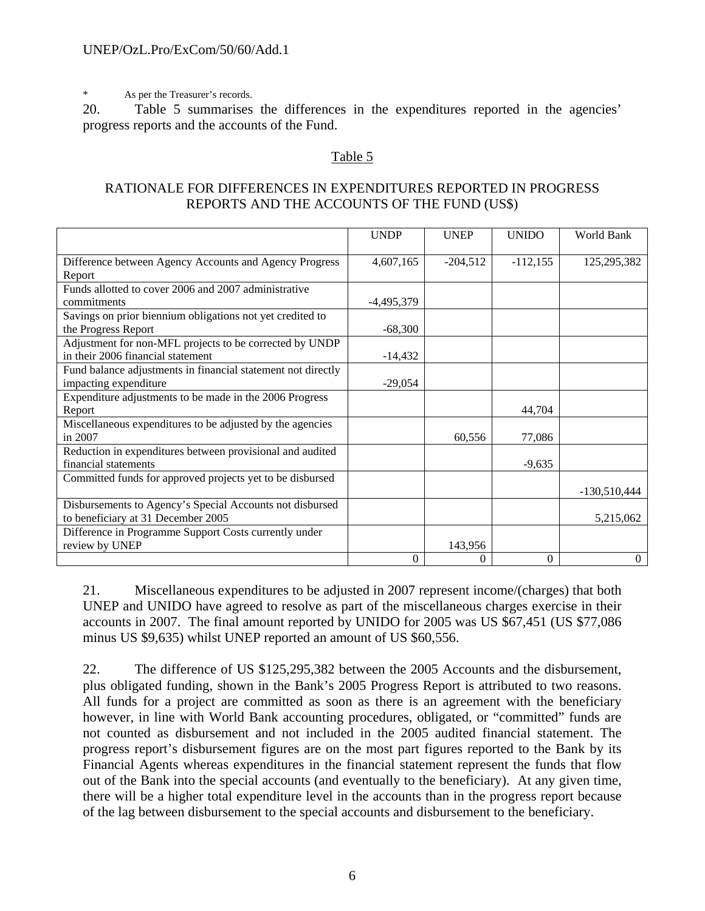\* As per the Treasurer's records.

20. Table 5 summarises the differences in the expenditures reported in the agencies' progress reports and the accounts of the Fund.

Table 5

RATIONALE FOR DIFFERENCES IN EXPENDITURES REPORTED IN PROGRESS REPORTS AND THE ACCOUNTS OF THE FUND (US$)

| | UNDP | UNEP | UNIDO | World Bank |
|---|---|---|---|---|
| Difference between Agency Accounts and Agency Progress Report | 4,607,165 | -204,512 | -112,155 | 125,295,382 |
| Funds allotted to cover 2006 and 2007 administrative commitments | -4,495,379 | | | |
| Savings on prior biennium obligations not yet credited to the Progress Report | -68,300 | | | |
| Adjustment for non-MFL projects to be corrected by UNDP in their 2006 financial statement | -14,432 | | | |
| Fund balance adjustments in financial statement not directly impacting expenditure | -29,054 | | | |
| Expenditure adjustments to be made in the 2006 Progress Report | | | 44,704 | |
| Miscellaneous expenditures to be adjusted by the agencies in 2007 | | 60,556 | 77,086 | |
| Reduction in expenditures between provisional and audited financial statements | | | -9,635 | |
| Committed funds for approved projects yet to be disbursed | | | | -130,510,444 |
| Disbursements to Agency's Special Accounts not disbursed to beneficiary at 31 December 2005 | | | | 5,215,062 |
| Difference in Programme Support Costs currently under review by UNEP | | 143,956 | | |
| | 0 | 0 | 0 | 0 |

21. Miscellaneous expenditures to be adjusted in 2007 represent income/(charges) that both UNEP and UNIDO have agreed to resolve as part of the miscellaneous charges exercise in their accounts in 2007. The final amount reported by UNIDO for 2005 was US $67,451 (US $77,086 minus US $9,635) whilst UNEP reported an amount of US $60,556.

22. The difference of US $125,295,382 between the 2005 Accounts and the disbursement, plus obligated funding, shown in the Bank's 2005 Progress Report is attributed to two reasons. All funds for a project are committed as soon as there is an agreement with the beneficiary however, in line with World Bank accounting procedures, obligated, or "committed" funds are not counted as disbursement and not included in the 2005 audited financial statement. The progress report's disbursement figures are on the most part figures reported to the Bank by its Financial Agents whereas expenditures in the financial statement represent the funds that flow out of the Bank into the special accounts (and eventually to the beneficiary). At any given time, there will be a higher total expenditure level in the accounts than in the progress report because of the lag between disbursement to the special accounts and disbursement to the beneficiary.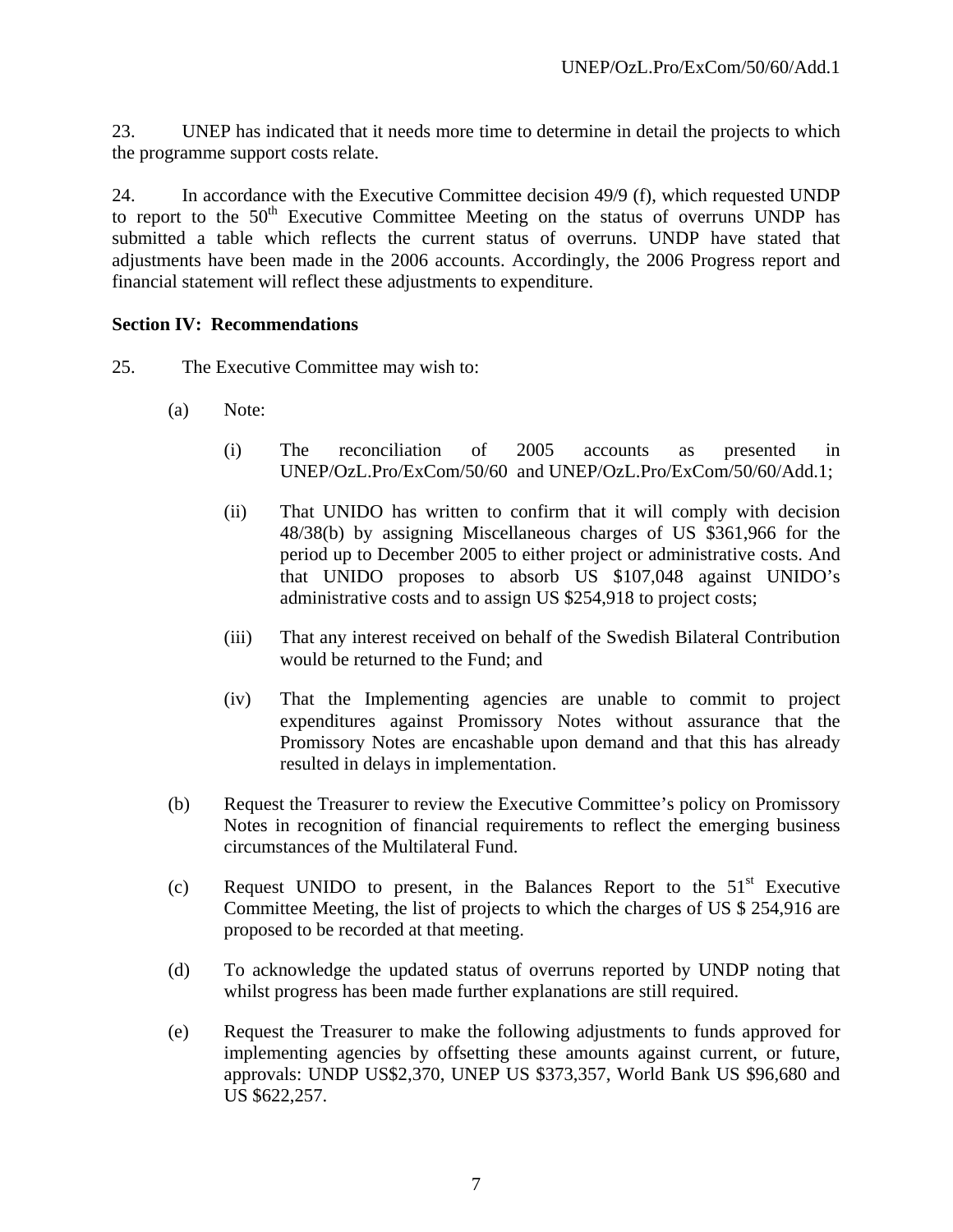23. UNEP has indicated that it needs more time to determine in detail the projects to which the programme support costs relate.

24. In accordance with the Executive Committee decision 49/9 (f), which requested UNDP to report to the 50th Executive Committee Meeting on the status of overruns UNDP has submitted a table which reflects the current status of overruns. UNDP have stated that adjustments have been made in the 2006 accounts. Accordingly, the 2006 Progress report and financial statement will reflect these adjustments to expenditure.

**Section IV: Recommendations**

25. The Executive Committee may wish to:

(a) Note:

(i) The reconciliation of 2005 accounts as presented in UNEP/OzL.Pro/ExCom/50/60 and UNEP/OzL.Pro/ExCom/50/60/Add.1;

(ii) That UNIDO has written to confirm that it will comply with decision 48/38(b) by assigning Miscellaneous charges of US $361,966 for the period up to December 2005 to either project or administrative costs. And that UNIDO proposes to absorb US $107,048 against UNIDO's administrative costs and to assign US $254,918 to project costs;

(iii) That any interest received on behalf of the Swedish Bilateral Contribution would be returned to the Fund; and

(iv) That the Implementing agencies are unable to commit to project expenditures against Promissory Notes without assurance that the Promissory Notes are encashable upon demand and that this has already resulted in delays in implementation.

(b) Request the Treasurer to review the Executive Committee's policy on Promissory Notes in recognition of financial requirements to reflect the emerging business circumstances of the Multilateral Fund.

(c) Request UNIDO to present, in the Balances Report to the 51st Executive Committee Meeting, the list of projects to which the charges of US $ 254,916 are proposed to be recorded at that meeting.

(d) To acknowledge the updated status of overruns reported by UNDP noting that whilst progress has been made further explanations are still required.

(e) Request the Treasurer to make the following adjustments to funds approved for implementing agencies by offsetting these amounts against current, or future, approvals: UNDP US$2,370, UNEP US $373,357, World Bank US $96,680 and US $622,257.